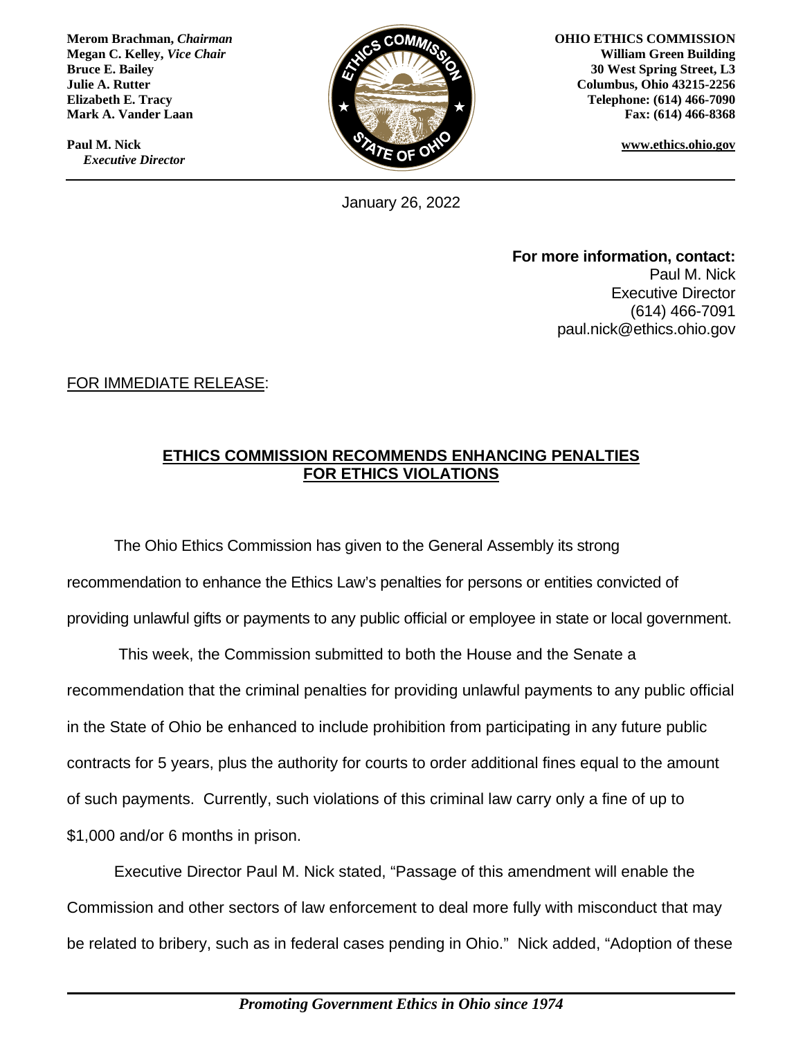**Merom Brachman,** ***Chairman***
**Megan C. Kelley,** ***Vice Chair***
**Bruce E. Bailey**
**Julie A. Rutter**
**Elizabeth E. Tracy**
**Mark A. Vander Laan**

**Paul M. Nick**
***Executive Director***

**OHIO ETHICS COMMISSION**
**William Green Building**
**30 West Spring Street, L3**
**Columbus, Ohio 43215-2256**
**Telephone: (614) 466-7090**
**Fax: (614) 466-8368**

**www.ethics.ohio.gov**

---

January 26, 2022

**For more information, contact:**
Paul M. Nick
Executive Director
(614) 466-7091
paul.nick@ethics.ohio.gov

FOR IMMEDIATE RELEASE:

## ETHICS COMMISSION RECOMMENDS ENHANCING PENALTIES FOR ETHICS VIOLATIONS

The Ohio Ethics Commission has given to the General Assembly its strong recommendation to enhance the Ethics Law's penalties for persons or entities convicted of providing unlawful gifts or payments to any public official or employee in state or local government.

This week, the Commission submitted to both the House and the Senate a recommendation that the criminal penalties for providing unlawful payments to any public official in the State of Ohio be enhanced to include prohibition from participating in any future public contracts for 5 years, plus the authority for courts to order additional fines equal to the amount of such payments. Currently, such violations of this criminal law carry only a fine of up to $1,000 and/or 6 months in prison.

Executive Director Paul M. Nick stated, "Passage of this amendment will enable the Commission and other sectors of law enforcement to deal more fully with misconduct that may be related to bribery, such as in federal cases pending in Ohio." Nick added, "Adoption of these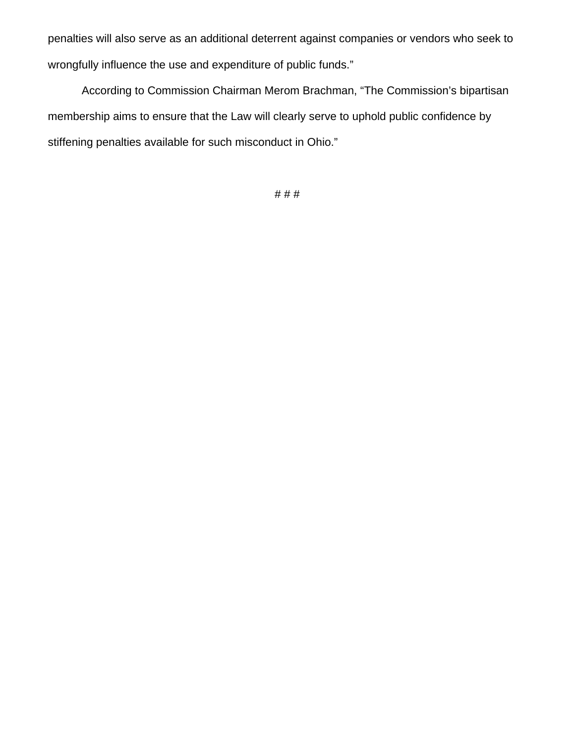penalties will also serve as an additional deterrent against companies or vendors who seek to wrongfully influence the use and expenditure of public funds."

According to Commission Chairman Merom Brachman, "The Commission's bipartisan membership aims to ensure that the Law will clearly serve to uphold public confidence by stiffening penalties available for such misconduct in Ohio."

# # #